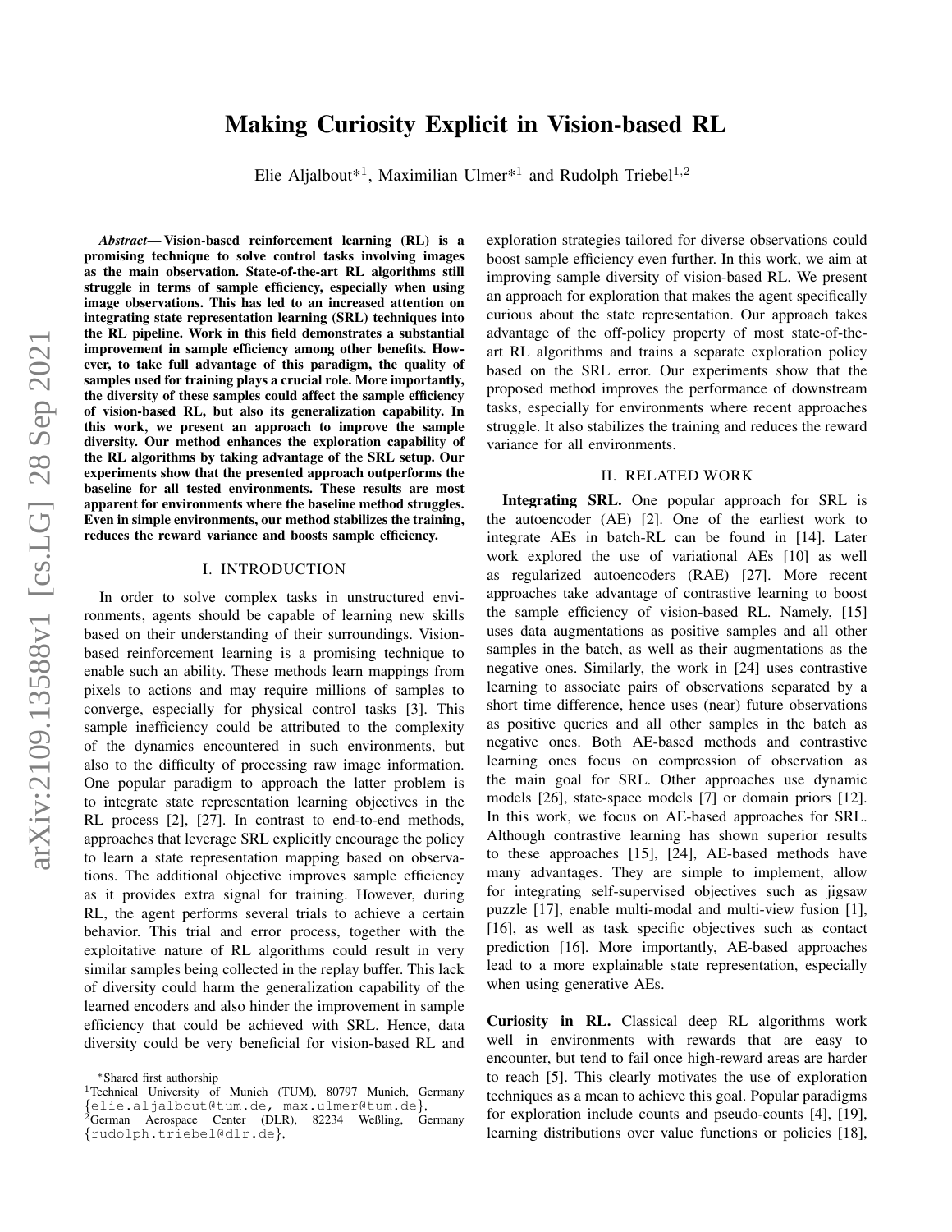# Making Curiosity Explicit in Vision-based RL

Elie Aljalbout*[1], Maximilian Ulmer*[1] and Rudolph Triebel[1,2]

***Abstract*— Vision-based reinforcement learning (RL) is a promising technique to solve control tasks involving images as the main observation. State-of-the-art RL algorithms still struggle in terms of sample efficiency, especially when using image observations. This has led to an increased attention on integrating state representation learning (SRL) techniques into the RL pipeline. Work in this field demonstrates a substantial improvement in sample efficiency among other benefits. However, to take full advantage of this paradigm, the quality of samples used for training plays a crucial role. More importantly, the diversity of these samples could affect the sample efficiency of vision-based RL, but also its generalization capability. In this work, we present an approach to improve the sample diversity. Our method enhances the exploration capability of the RL algorithms by taking advantage of the SRL setup. Our experiments show that the presented approach outperforms the baseline for all tested environments. These results are most apparent for environments where the baseline method struggles. Even in simple environments, our method stabilizes the training, reduces the reward variance and boosts sample efficiency.**

## I. INTRODUCTION

In order to solve complex tasks in unstructured environments, agents should be capable of learning new skills based on their understanding of their surroundings. Vision-based reinforcement learning is a promising technique to enable such an ability. These methods learn mappings from pixels to actions and may require millions of samples to converge, especially for physical control tasks [3]. This sample inefficiency could be attributed to the complexity of the dynamics encountered in such environments, but also to the difficulty of processing raw image information. One popular paradigm to approach the latter problem is to integrate state representation learning objectives in the RL process [2], [27]. In contrast to end-to-end methods, approaches that leverage SRL explicitly encourage the policy to learn a state representation mapping based on observations. The additional objective improves sample efficiency as it provides extra signal for training. However, during RL, the agent performs several trials to achieve a certain behavior. This trial and error process, together with the exploitative nature of RL algorithms could result in very similar samples being collected in the replay buffer. This lack of diversity could harm the generalization capability of the learned encoders and also hinder the improvement in sample efficiency that could be achieved with SRL. Hence, data diversity could be very beneficial for vision-based RL and exploration strategies tailored for diverse observations could boost sample efficiency even further. In this work, we aim at improving sample diversity of vision-based RL. We present an approach for exploration that makes the agent specifically curious about the state representation. Our approach takes advantage of the off-policy property of most state-of-the-art RL algorithms and trains a separate exploration policy based on the SRL error. Our experiments show that the proposed method improves the performance of downstream tasks, especially for environments where recent approaches struggle. It also stabilizes the training and reduces the reward variance for all environments.

## II. RELATED WORK

**Integrating SRL.** One popular approach for SRL is the autoencoder (AE) [2]. One of the earliest work to integrate AEs in batch-RL can be found in [14]. Later work explored the use of variational AEs [10] as well as regularized autoencoders (RAE) [27]. More recent approaches take advantage of contrastive learning to boost the sample efficiency of vision-based RL. Namely, [15] uses data augmentations as positive samples and all other samples in the batch, as well as their augmentations as the negative ones. Similarly, the work in [24] uses contrastive learning to associate pairs of observations separated by a short time difference, hence uses (near) future observations as positive queries and all other samples in the batch as negative ones. Both AE-based methods and contrastive learning ones focus on compression of observation as the main goal for SRL. Other approaches use dynamic models [26], state-space models [7] or domain priors [12]. In this work, we focus on AE-based approaches for SRL. Although contrastive learning has shown superior results to these approaches [15], [24], AE-based methods have many advantages. They are simple to implement, allow for integrating self-supervised objectives such as jigsaw puzzle [17], enable multi-modal and multi-view fusion [1], [16], as well as task specific objectives such as contact prediction [16]. More importantly, AE-based approaches lead to a more explainable state representation, especially when using generative AEs.

**Curiosity in RL.** Classical deep RL algorithms work well in environments with rewards that are easy to encounter, but tend to fail once high-reward areas are harder to reach [5]. This clearly motivates the use of exploration techniques as a mean to achieve this goal. Popular paradigms for exploration include counts and pseudo-counts [4], [19], learning distributions over value functions or policies [18],

*Shared first authorship

[1]Technical University of Munich (TUM), 80797 Munich, Germany {elie.aljalbout@tum.de, max.ulmer@tum.de},

[2]German Aerospace Center (DLR), 82234 Weßling, Germany {rudolph.triebel@dlr.de},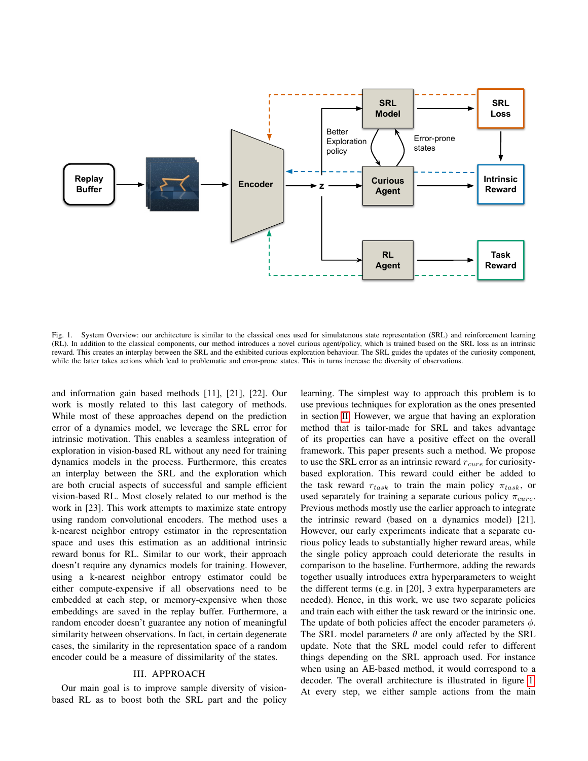Fig. 1. System Overview: our architecture is similar to the classical ones used for simulatenous state representation (SRL) and reinforcement learning (RL). In addition to the classical components, our method introduces a novel curious agent/policy, which is trained based on the SRL loss as an intrinsic reward. This creates an interplay between the SRL and the exhibited curious exploration behaviour. The SRL guides the updates of the curiosity component, while the latter takes actions which lead to problematic and error-prone states. This in turns increase the diversity of observations.

and information gain based methods [11], [21], [22]. Our work is mostly related to this last category of methods. While most of these approaches depend on the prediction error of a dynamics model, we leverage the SRL error for intrinsic motivation. This enables a seamless integration of exploration in vision-based RL without any need for training dynamics models in the process. Furthermore, this creates an interplay between the SRL and the exploration which are both crucial aspects of successful and sample efficient vision-based RL. Most closely related to our method is the work in [23]. This work attempts to maximize state entropy using random convolutional encoders. The method uses a k-nearest neighbor entropy estimator in the representation space and uses this estimation as an additional intrinsic reward bonus for RL. Similar to our work, their approach doesn't require any dynamics models for training. However, using a k-nearest neighbor entropy estimator could be either compute-expensive if all observations need to be embedded at each step, or memory-expensive when those embeddings are saved in the replay buffer. Furthermore, a random encoder doesn't guarantee any notion of meaningful similarity between observations. In fact, in certain degenerate cases, the similarity in the representation space of a random encoder could be a measure of dissimilarity of the states.

## III. APPROACH

Our main goal is to improve sample diversity of vision-based RL as to boost both the SRL part and the policy learning. The simplest way to approach this problem is to use previous techniques for exploration as the ones presented in section II. However, we argue that having an exploration method that is tailor-made for SRL and takes advantage of its properties can have a positive effect on the overall framework. This paper presents such a method. We propose to use the SRL error as an intrinsic reward $r_{cure}$ for curiosity-based exploration. This reward could either be added to the task reward $r_{task}$ to train the main policy $\pi_{task}$, or used separately for training a separate curious policy $\pi_{cure}$. Previous methods mostly use the earlier approach to integrate the intrinsic reward (based on a dynamics model) [21]. However, our early experiments indicate that a separate curious policy leads to substantially higher reward areas, while the single policy approach could deteriorate the results in comparison to the baseline. Furthermore, adding the rewards together usually introduces extra hyperparameters to weight the different terms (e.g. in [20], 3 extra hyperparameters are needed). Hence, in this work, we use two separate policies and train each with either the task reward or the intrinsic one. The update of both policies affect the encoder parameters $\phi$. The SRL model parameters $\theta$ are only affected by the SRL update. Note that the SRL model could refer to different things depending on the SRL approach used. For instance when using an AE-based method, it would correspond to a decoder. The overall architecture is illustrated in figure 1. At every step, we either sample actions from the main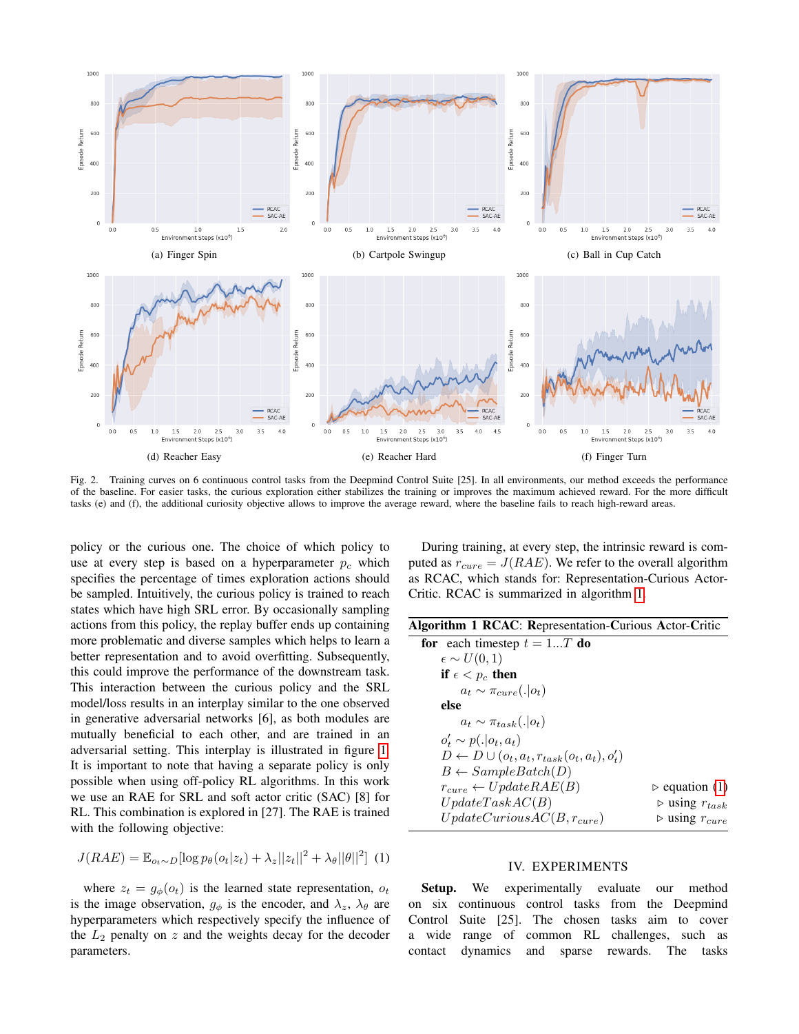(a) Finger Spin

(b) Cartpole Swingup

(c) Ball in Cup Catch

(d) Reacher Easy

(e) Reacher Hard

(f) Finger Turn

Fig. 2. Training curves on 6 continuous control tasks from the Deepmind Control Suite [25]. In all environments, our method exceeds the performance of the baseline. For easier tasks, the curious exploration either stabilizes the training or improves the maximum achieved reward. For the more difficult tasks (e) and (f), the additional curiosity objective allows to improve the average reward, where the baseline fails to reach high-reward areas.

policy or the curious one. The choice of which policy to use at every step is based on a hyperparameter $p_c$ which specifies the percentage of times exploration actions should be sampled. Intuitively, the curious policy is trained to reach states which have high SRL error. By occasionally sampling actions from this policy, the replay buffer ends up containing more problematic and diverse samples which helps to learn a better representation and to avoid overfitting. Subsequently, this could improve the performance of the downstream task. This interaction between the curious policy and the SRL model/loss results in an interplay similar to the one observed in generative adversarial networks [6], as both modules are mutually beneficial to each other, and are trained in an adversarial setting. This interplay is illustrated in figure 1. It is important to note that having a separate policy is only possible when using off-policy RL algorithms. In this work we use an RAE for SRL and soft actor critic (SAC) [8] for RL. This combination is explored in [27]. The RAE is trained with the following objective:

$$J(RAE) = \mathbb{E}_{o_t \sim D}[\log p_\theta(o_t|z_t) + \lambda_z||z_t||^2 + \lambda_\theta||\theta||^2] \quad (1)$$

where $z_t = g_\phi(o_t)$ is the learned state representation, $o_t$ is the image observation, $g_\phi$ is the encoder, and $\lambda_z$, $\lambda_\theta$ are hyperparameters which respectively specify the influence of the $L_2$ penalty on $z$ and the weights decay for the decoder parameters.

During training, at every step, the intrinsic reward is computed as $r_{cure} = J(RAE)$. We refer to the overall algorithm as RCAC, which stands for: Representation-Curious Actor-Critic. RCAC is summarized in algorithm 1.

**Algorithm 1 RCAC**: **R**epresentation-**C**urious **A**ctor-**C**ritic

```
for each timestep t = 1...T do
    ε ~ U(0, 1)
    if ε < p_c then
        a_t ~ π_cure(.|o_t)
    else
        a_t ~ π_task(.|o_t)
    o'_t ~ p(.|o_t, a_t)
    D ← D ∪ (o_t, a_t, r_task(o_t, a_t), o'_t)
    B ← SampleBatch(D)
    r_cure ← UpdateRAE(B)                ▷ equation (1)
    UpdateTaskAC(B)                      ▷ using r_task
    UpdateCuriousAC(B, r_cure)           ▷ using r_cure
```

## IV. EXPERIMENTS

**Setup.** We experimentally evaluate our method on six continuous control tasks from the Deepmind Control Suite [25]. The chosen tasks aim to cover a wide range of common RL challenges, such as contact dynamics and sparse rewards. The tasks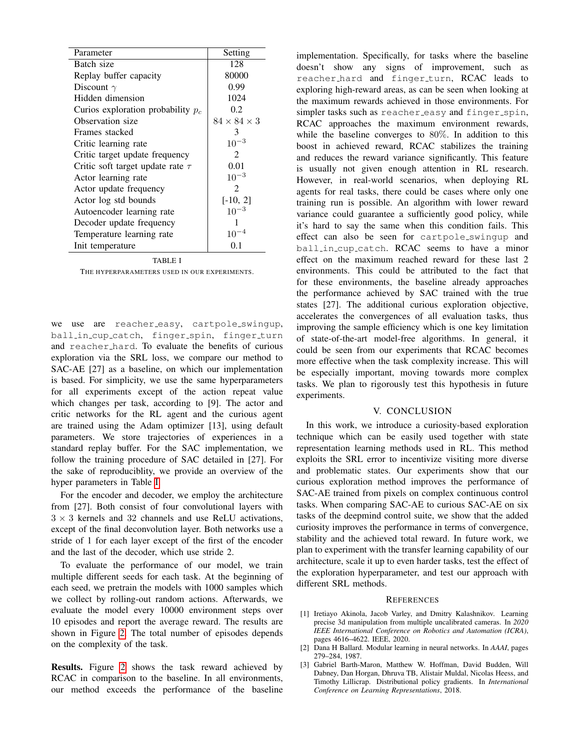| Parameter | Setting |
| --- | --- |
| Batch size | 128 |
| Replay buffer capacity | 80000 |
| Discount $\gamma$ | 0.99 |
| Hidden dimension | 1024 |
| Curios exploration probability $p_c$ | 0.2 |
| Observation size | $84 \times 84 \times 3$ |
| Frames stacked | 3 |
| Critic learning rate | $10^{-3}$ |
| Critic target update frequency | 2 |
| Critic soft target update rate $\tau$ | 0.01 |
| Actor learning rate | $10^{-3}$ |
| Actor update frequency | 2 |
| Actor log std bounds | [-10, 2] |
| Autoencoder learning rate | $10^{-3}$ |
| Decoder update frequency | 1 |
| Temperature learning rate | $10^{-4}$ |
| Init temperature | 0.1 |

TABLE I
THE HYPERPARAMETERS USED IN OUR EXPERIMENTS.

we use are `reacher_easy`, `cartpole_swingup`, `ball_in_cup_catch`, `finger_spin`, `finger_turn` and `reacher_hard`. To evaluate the benefits of curious exploration via the SRL loss, we compare our method to SAC-AE [27] as a baseline, on which our implementation is based. For simplicity, we use the same hyperparameters for all experiments except of the action repeat value which changes per task, according to [9]. The actor and critic networks for the RL agent and the curious agent are trained using the Adam optimizer [13], using default parameters. We store trajectories of experiences in a standard replay buffer. For the SAC implementation, we follow the training procedure of SAC detailed in [27]. For the sake of reproduciblity, we provide an overview of the hyper parameters in Table I.

For the encoder and decoder, we employ the architecture from [27]. Both consist of four convolutional layers with $3 \times 3$ kernels and 32 channels and use ReLU activations, except of the final deconvolution layer. Both networks use a stride of 1 for each layer except of the first of the encoder and the last of the decoder, which use stride 2.

To evaluate the performance of our model, we train multiple different seeds for each task. At the beginning of each seed, we pretrain the models with 1000 samples which we collect by rolling-out random actions. Afterwards, we evaluate the model every 10000 environment steps over 10 episodes and report the average reward. The results are shown in Figure 2. The total number of episodes depends on the complexity of the task.

**Results.** Figure 2 shows the task reward achieved by RCAC in comparison to the baseline. In all environments, our method exceeds the performance of the baseline implementation. Specifically, for tasks where the baseline doesn't show any signs of improvement, such as `reacher_hard` and `finger_turn`, RCAC leads to exploring high-reward areas, as can be seen when looking at the maximum rewards achieved in those environments. For simpler tasks such as `reacher_easy` and `finger_spin`, RCAC approaches the maximum environment rewards, while the baseline converges to $80\%$. In addition to this boost in achieved reward, RCAC stabilizes the training and reduces the reward variance significantly. This feature is usually not given enough attention in RL research. However, in real-world scenarios, when deploying RL agents for real tasks, there could be cases where only one training run is possible. An algorithm with lower reward variance could guarantee a sufficiently good policy, while it's hard to say the same when this condition fails. This effect can also be seen for `cartpole_swingup` and `ball_in_cup_catch`. RCAC seems to have a minor effect on the maximum reached reward for these last 2 environments. This could be attributed to the fact that for these environments, the baseline already approaches the performance achieved by SAC trained with the true states [27]. The additional curious exploration objective, accelerates the convergences of all evaluation tasks, thus improving the sample efficiency which is one key limitation of state-of-the-art model-free algorithms. In general, it could be seen from our experiments that RCAC becomes more effective when the task complexity increase. This will be especially important, moving towards more complex tasks. We plan to rigorously test this hypothesis in future experiments.

## V. CONCLUSION

In this work, we introduce a curiosity-based exploration technique which can be easily used together with state representation learning methods used in RL. This method exploits the SRL error to incentivize visiting more diverse and problematic states. Our experiments show that our curious exploration method improves the performance of SAC-AE trained from pixels on complex continuous control tasks. When comparing SAC-AE to curious SAC-AE on six tasks of the deepmind control suite, we show that the added curiosity improves the performance in terms of convergence, stability and the achieved total reward. In future work, we plan to experiment with the transfer learning capability of our architecture, scale it up to even harder tasks, test the effect of the exploration hyperparameter, and test our approach with different SRL methods.

## REFERENCES

[1] Iretiayo Akinola, Jacob Varley, and Dmitry Kalashnikov. Learning precise 3d manipulation from multiple uncalibrated cameras. In *2020 IEEE International Conference on Robotics and Automation (ICRA)*, pages 4616–4622. IEEE, 2020.

[2] Dana H Ballard. Modular learning in neural networks. In *AAAI*, pages 279–284, 1987.

[3] Gabriel Barth-Maron, Matthew W. Hoffman, David Budden, Will Dabney, Dan Horgan, Dhruva TB, Alistair Muldal, Nicolas Heess, and Timothy Lillicrap. Distributional policy gradients. In *International Conference on Learning Representations*, 2018.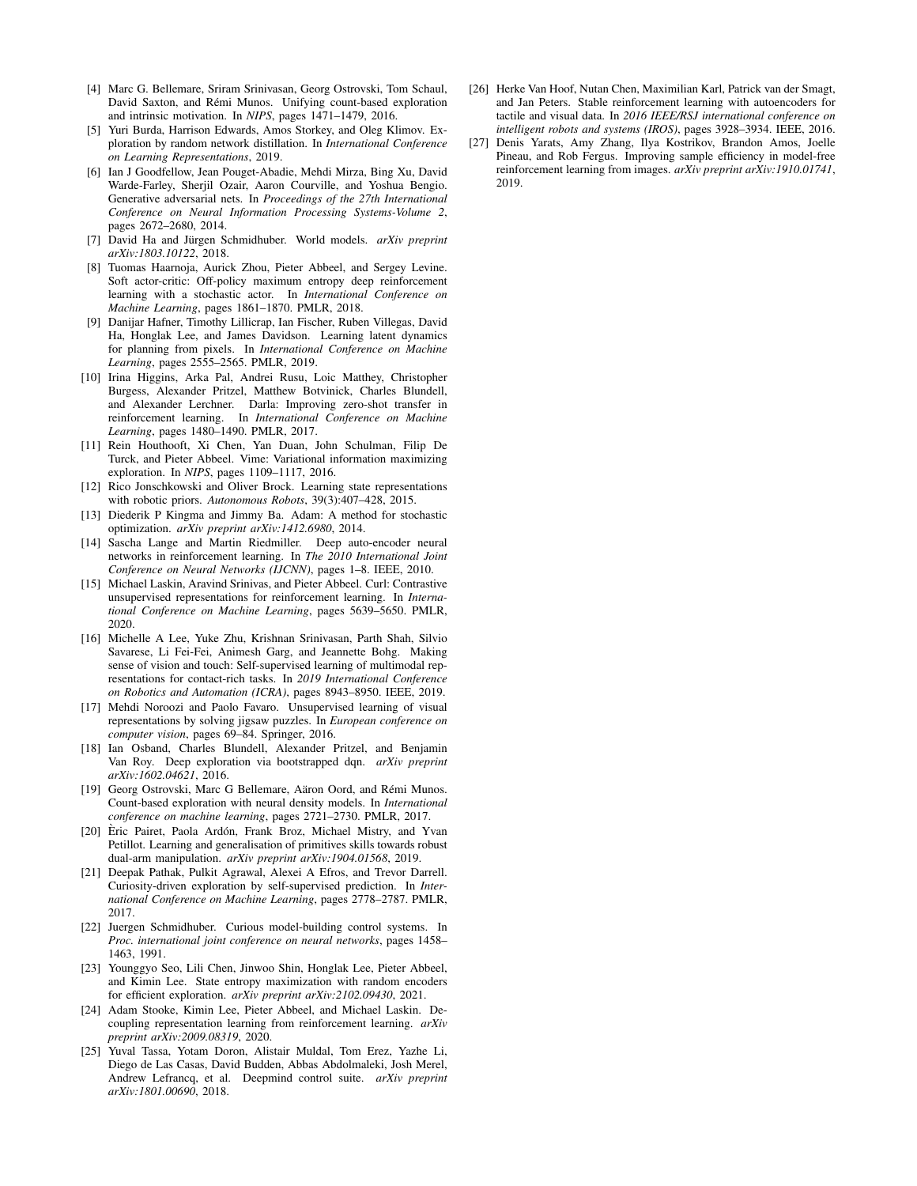[4] Marc G. Bellemare, Sriram Srinivasan, Georg Ostrovski, Tom Schaul, David Saxton, and Rémi Munos. Unifying count-based exploration and intrinsic motivation. In *NIPS*, pages 1471–1479, 2016.

[5] Yuri Burda, Harrison Edwards, Amos Storkey, and Oleg Klimov. Exploration by random network distillation. In *International Conference on Learning Representations*, 2019.

[6] Ian J Goodfellow, Jean Pouget-Abadie, Mehdi Mirza, Bing Xu, David Warde-Farley, Sherjil Ozair, Aaron Courville, and Yoshua Bengio. Generative adversarial nets. In *Proceedings of the 27th International Conference on Neural Information Processing Systems-Volume 2*, pages 2672–2680, 2014.

[7] David Ha and Jürgen Schmidhuber. World models. *arXiv preprint arXiv:1803.10122*, 2018.

[8] Tuomas Haarnoja, Aurick Zhou, Pieter Abbeel, and Sergey Levine. Soft actor-critic: Off-policy maximum entropy deep reinforcement learning with a stochastic actor. In *International Conference on Machine Learning*, pages 1861–1870. PMLR, 2018.

[9] Danijar Hafner, Timothy Lillicrap, Ian Fischer, Ruben Villegas, David Ha, Honglak Lee, and James Davidson. Learning latent dynamics for planning from pixels. In *International Conference on Machine Learning*, pages 2555–2565. PMLR, 2019.

[10] Irina Higgins, Arka Pal, Andrei Rusu, Loic Matthey, Christopher Burgess, Alexander Pritzel, Matthew Botvinick, Charles Blundell, and Alexander Lerchner. Darla: Improving zero-shot transfer in reinforcement learning. In *International Conference on Machine Learning*, pages 1480–1490. PMLR, 2017.

[11] Rein Houthooft, Xi Chen, Yan Duan, John Schulman, Filip De Turck, and Pieter Abbeel. Vime: Variational information maximizing exploration. In *NIPS*, pages 1109–1117, 2016.

[12] Rico Jonschkowski and Oliver Brock. Learning state representations with robotic priors. *Autonomous Robots*, 39(3):407–428, 2015.

[13] Diederik P Kingma and Jimmy Ba. Adam: A method for stochastic optimization. *arXiv preprint arXiv:1412.6980*, 2014.

[14] Sascha Lange and Martin Riedmiller. Deep auto-encoder neural networks in reinforcement learning. In *The 2010 International Joint Conference on Neural Networks (IJCNN)*, pages 1–8. IEEE, 2010.

[15] Michael Laskin, Aravind Srinivas, and Pieter Abbeel. Curl: Contrastive unsupervised representations for reinforcement learning. In *International Conference on Machine Learning*, pages 5639–5650. PMLR, 2020.

[16] Michelle A Lee, Yuke Zhu, Krishnan Srinivasan, Parth Shah, Silvio Savarese, Li Fei-Fei, Animesh Garg, and Jeannette Bohg. Making sense of vision and touch: Self-supervised learning of multimodal representations for contact-rich tasks. In *2019 International Conference on Robotics and Automation (ICRA)*, pages 8943–8950. IEEE, 2019.

[17] Mehdi Noroozi and Paolo Favaro. Unsupervised learning of visual representations by solving jigsaw puzzles. In *European conference on computer vision*, pages 69–84. Springer, 2016.

[18] Ian Osband, Charles Blundell, Alexander Pritzel, and Benjamin Van Roy. Deep exploration via bootstrapped dqn. *arXiv preprint arXiv:1602.04621*, 2016.

[19] Georg Ostrovski, Marc G Bellemare, Aäron Oord, and Rémi Munos. Count-based exploration with neural density models. In *International conference on machine learning*, pages 2721–2730. PMLR, 2017.

[20] Èric Pairet, Paola Ardón, Frank Broz, Michael Mistry, and Yvan Petillot. Learning and generalisation of primitives skills towards robust dual-arm manipulation. *arXiv preprint arXiv:1904.01568*, 2019.

[21] Deepak Pathak, Pulkit Agrawal, Alexei A Efros, and Trevor Darrell. Curiosity-driven exploration by self-supervised prediction. In *International Conference on Machine Learning*, pages 2778–2787. PMLR, 2017.

[22] Juergen Schmidhuber. Curious model-building control systems. In *Proc. international joint conference on neural networks*, pages 1458–1463, 1991.

[23] Younggyo Seo, Lili Chen, Jinwoo Shin, Honglak Lee, Pieter Abbeel, and Kimin Lee. State entropy maximization with random encoders for efficient exploration. *arXiv preprint arXiv:2102.09430*, 2021.

[24] Adam Stooke, Kimin Lee, Pieter Abbeel, and Michael Laskin. Decoupling representation learning from reinforcement learning. *arXiv preprint arXiv:2009.08319*, 2020.

[25] Yuval Tassa, Yotam Doron, Alistair Muldal, Tom Erez, Yazhe Li, Diego de Las Casas, David Budden, Abbas Abdolmaleki, Josh Merel, Andrew Lefrancq, et al. Deepmind control suite. *arXiv preprint arXiv:1801.00690*, 2018.

[26] Herke Van Hoof, Nutan Chen, Maximilian Karl, Patrick van der Smagt, and Jan Peters. Stable reinforcement learning with autoencoders for tactile and visual data. In *2016 IEEE/RSJ international conference on intelligent robots and systems (IROS)*, pages 3928–3934. IEEE, 2016.

[27] Denis Yarats, Amy Zhang, Ilya Kostrikov, Brandon Amos, Joelle Pineau, and Rob Fergus. Improving sample efficiency in model-free reinforcement learning from images. *arXiv preprint arXiv:1910.01741*, 2019.